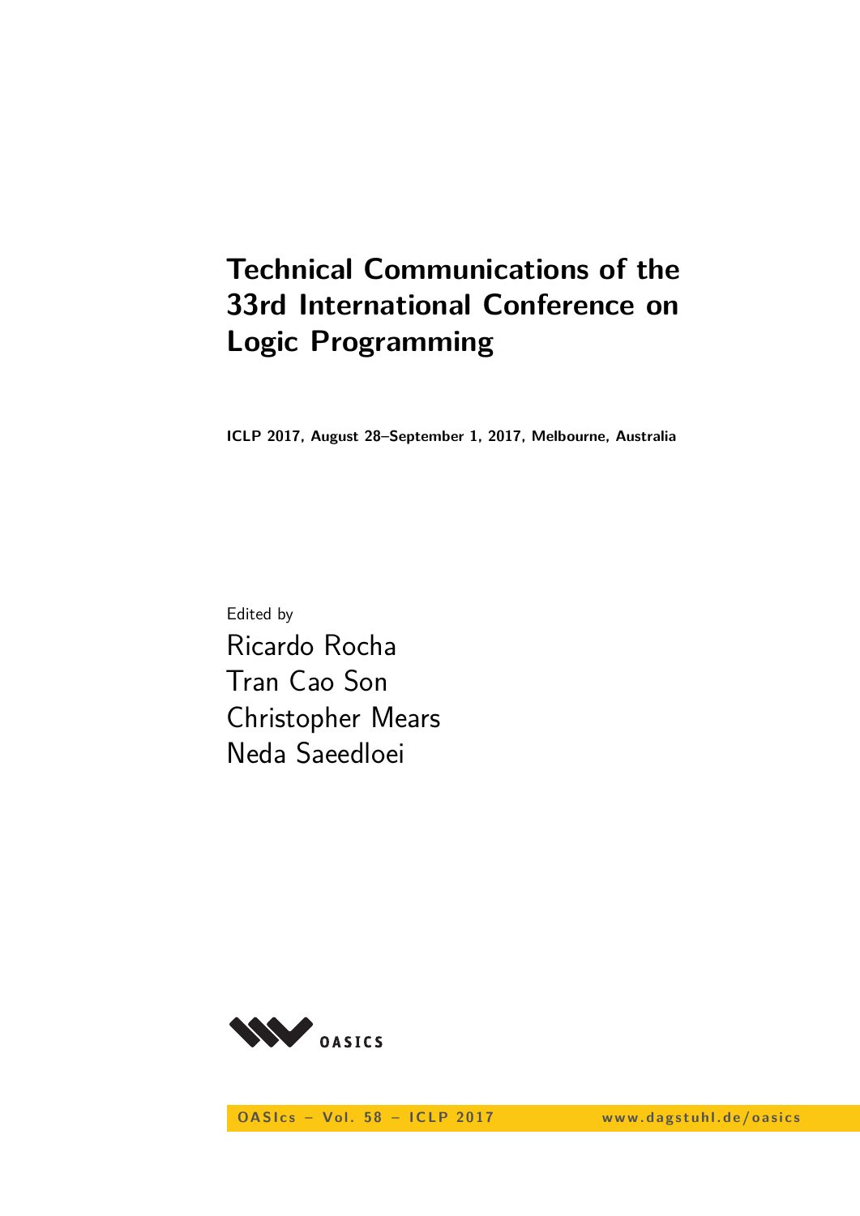# Technical Communications of the 33rd International Conference on Logic Programming

**ICLP 2017, August 28–September 1, 2017, Melbourne, Australia**

Edited by

Ricardo Rocha
Tran Cao Son
Christopher Mears
Neda Saeedloei

OASIcs

OASIcs – Vol. 58 – ICLP 2017 www.dagstuhl.de/oasics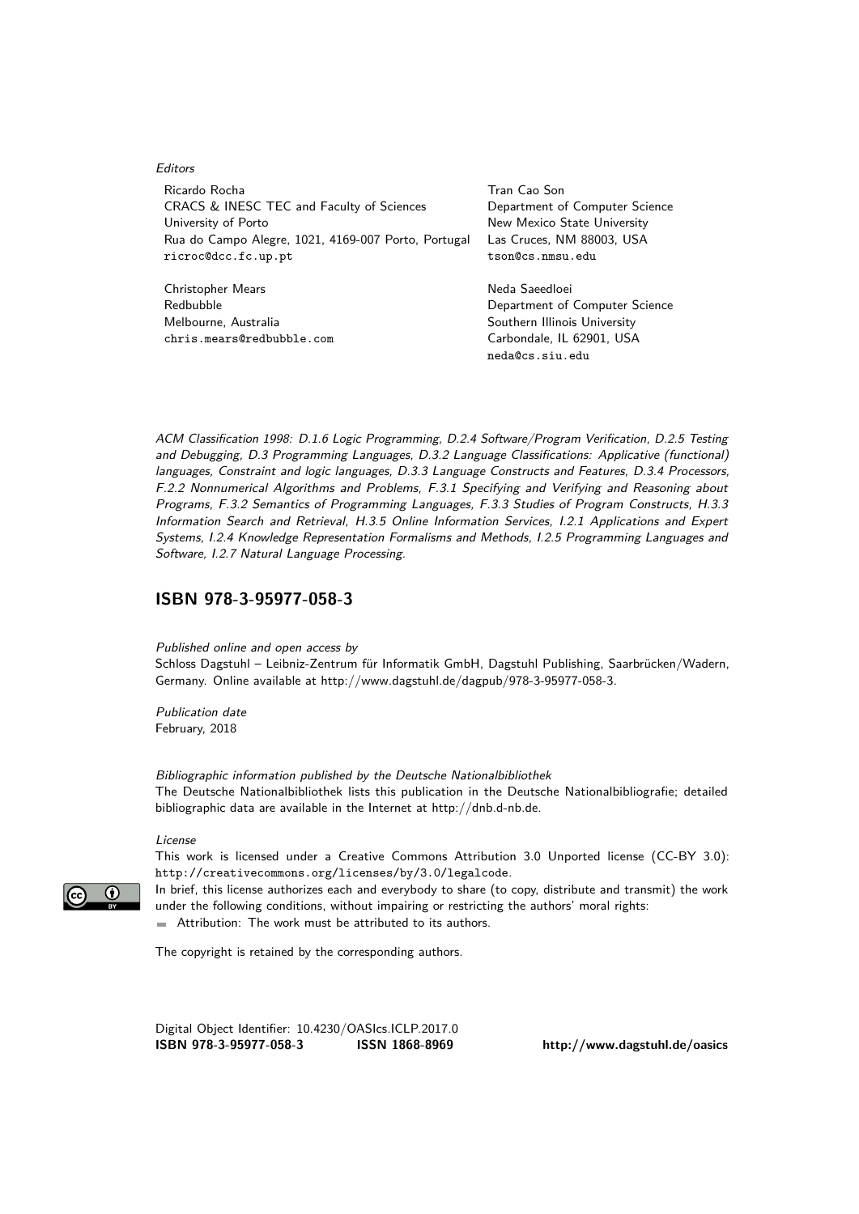*Editors*

Ricardo Rocha
CRACS & INESC TEC and Faculty of Sciences
University of Porto
Rua do Campo Alegre, 1021, 4169-007 Porto, Portugal
ricroc@dcc.fc.up.pt

Tran Cao Son
Department of Computer Science
New Mexico State University
Las Cruces, NM 88003, USA
tson@cs.nmsu.edu

Christopher Mears
Redbubble
Melbourne, Australia
chris.mears@redbubble.com

Neda Saeedloei
Department of Computer Science
Southern Illinois University
Carbondale, IL 62901, USA
neda@cs.siu.edu

*ACM Classification 1998: D.1.6 Logic Programming, D.2.4 Software/Program Verification, D.2.5 Testing and Debugging, D.3 Programming Languages, D.3.2 Language Classifications: Applicative (functional) languages, Constraint and logic languages, D.3.3 Language Constructs and Features, D.3.4 Processors, F.2.2 Nonnumerical Algorithms and Problems, F.3.1 Specifying and Verifying and Reasoning about Programs, F.3.2 Semantics of Programming Languages, F.3.3 Studies of Program Constructs, H.3.3 Information Search and Retrieval, H.3.5 Online Information Services, I.2.1 Applications and Expert Systems, I.2.4 Knowledge Representation Formalisms and Methods, I.2.5 Programming Languages and Software, I.2.7 Natural Language Processing.*

## ISBN 978-3-95977-058-3

*Published online and open access by*
Schloss Dagstuhl – Leibniz-Zentrum für Informatik GmbH, Dagstuhl Publishing, Saarbrücken/Wadern, Germany. Online available at http://www.dagstuhl.de/dagpub/978-3-95977-058-3.

*Publication date*
February, 2018

*Bibliographic information published by the Deutsche Nationalbibliothek*
The Deutsche Nationalbibliothek lists this publication in the Deutsche Nationalbibliografie; detailed bibliographic data are available in the Internet at http://dnb.d-nb.de.

*License*
This work is licensed under a Creative Commons Attribution 3.0 Unported license (CC-BY 3.0): http://creativecommons.org/licenses/by/3.0/legalcode.
In brief, this license authorizes each and everybody to share (to copy, distribute and transmit) the work under the following conditions, without impairing or restricting the authors' moral rights:

- Attribution: The work must be attributed to its authors.

The copyright is retained by the corresponding authors.

Digital Object Identifier: 10.4230/OASIcs.ICLP.2017.0
**ISBN 978-3-95977-058-3** **ISSN 1868-8969** **http://www.dagstuhl.de/oasics**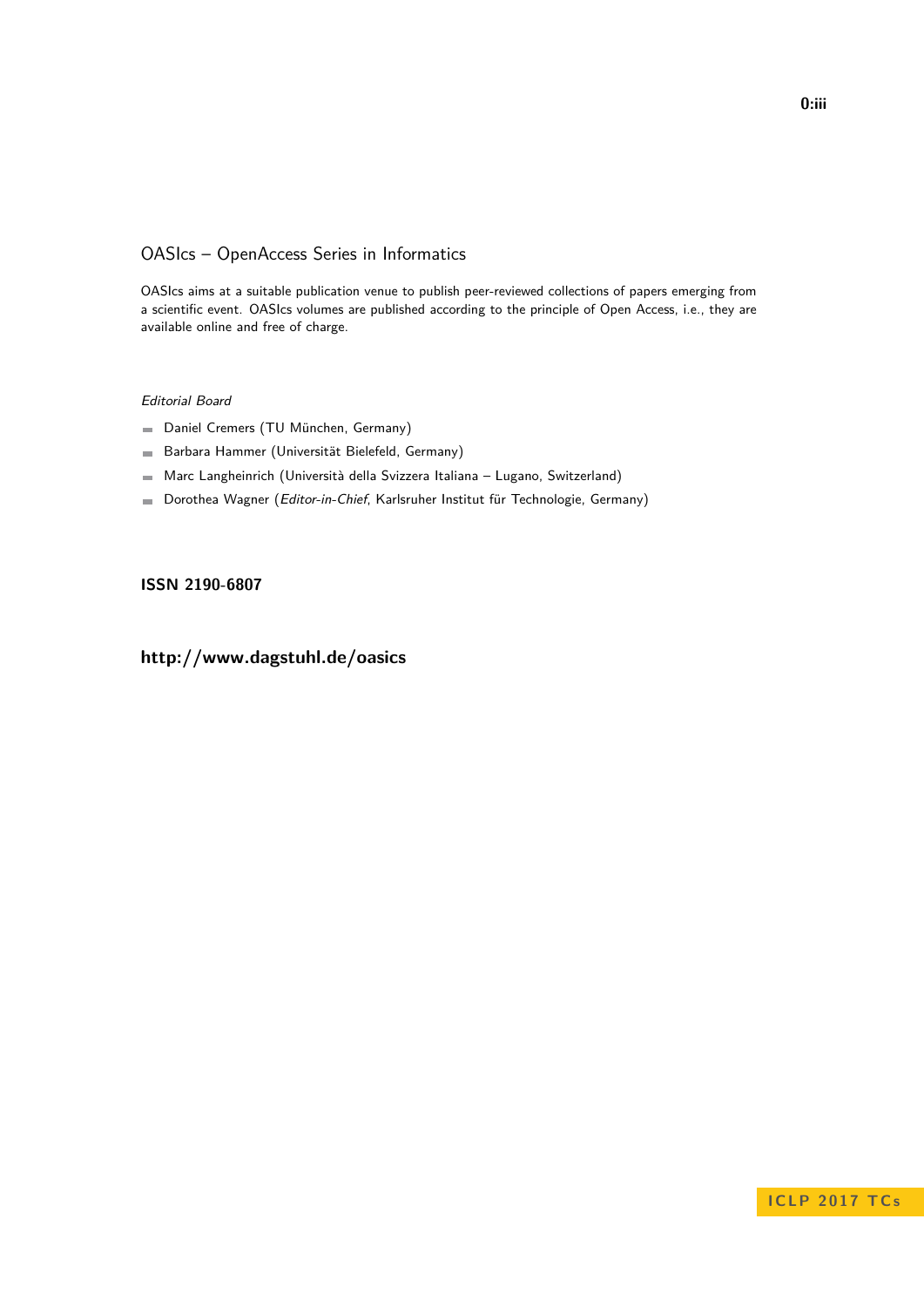## OASIcs – OpenAccess Series in Informatics

OASIcs aims at a suitable publication venue to publish peer-reviewed collections of papers emerging from a scientific event. OASIcs volumes are published according to the principle of Open Access, i.e., they are available online and free of charge.

*Editorial Board*

- Daniel Cremers (TU München, Germany)
- Barbara Hammer (Universität Bielefeld, Germany)
- Marc Langheinrich (Università della Svizzera Italiana – Lugano, Switzerland)
- Dorothea Wagner (*Editor-in-Chief*, Karlsruher Institut für Technologie, Germany)

**ISSN 2190-6807**

**http://www.dagstuhl.de/oasics**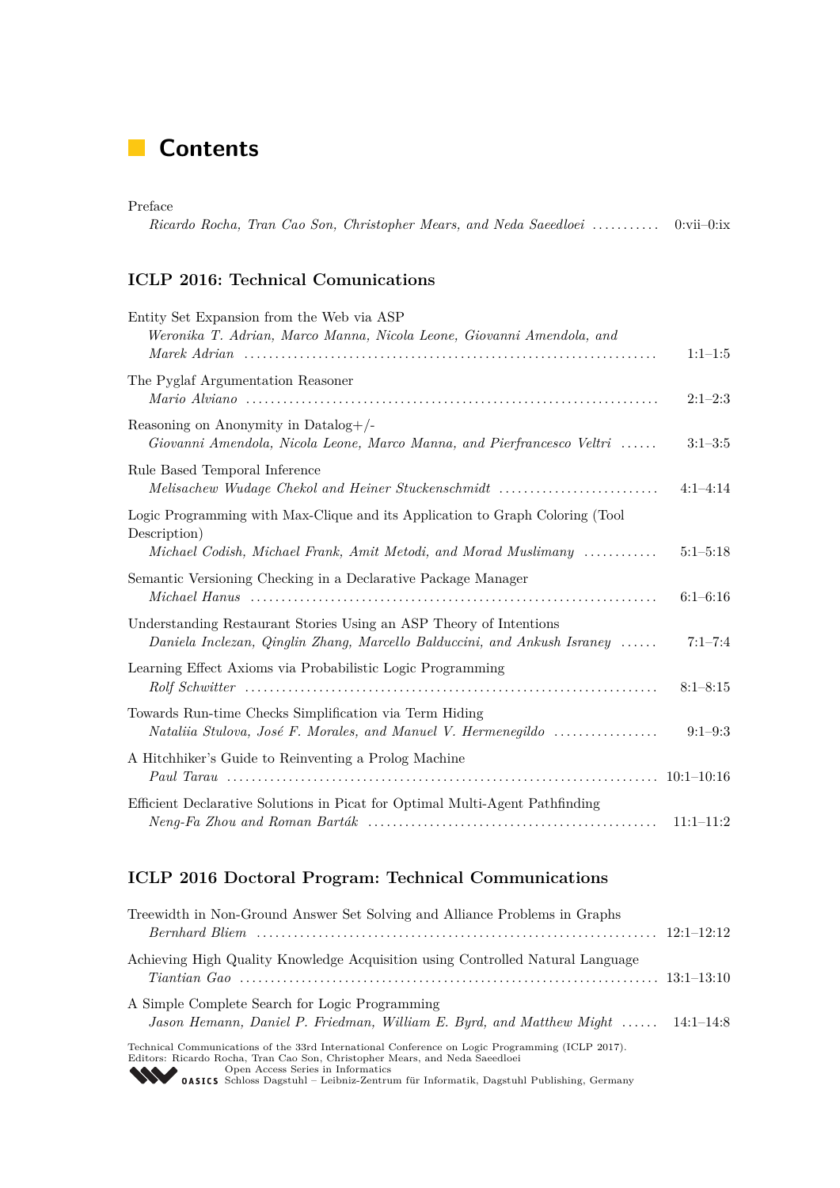# Contents

Preface
*Ricardo Rocha, Tran Cao Son, Christopher Mears, and Neda Saeedloei* .......... 0:vii–0:ix

## ICLP 2016: Technical Comunications

Entity Set Expansion from the Web via ASP
*Weronika T. Adrian, Marco Manna, Nicola Leone, Giovanni Amendola, and Marek Adrian* .......... 1:1–1:5

The Pyglaf Argumentation Reasoner
*Mario Alviano* .......... 2:1–2:3

Reasoning on Anonymity in Datalog+/-
*Giovanni Amendola, Nicola Leone, Marco Manna, and Pierfrancesco Veltri* .......... 3:1–3:5

Rule Based Temporal Inference
*Melisachew Wudage Chekol and Heiner Stuckenschmidt* .......... 4:1–4:14

Logic Programming with Max-Clique and its Application to Graph Coloring (Tool Description)
*Michael Codish, Michael Frank, Amit Metodi, and Morad Muslimany* .......... 5:1–5:18

Semantic Versioning Checking in a Declarative Package Manager
*Michael Hanus* .......... 6:1–6:16

Understanding Restaurant Stories Using an ASP Theory of Intentions
*Daniela Inclezan, Qinglin Zhang, Marcello Balduccini, and Ankush Israney* .......... 7:1–7:4

Learning Effect Axioms via Probabilistic Logic Programming
*Rolf Schwitter* .......... 8:1–8:15

Towards Run-time Checks Simplification via Term Hiding
*Nataliia Stulova, José F. Morales, and Manuel V. Hermenegildo* .......... 9:1–9:3

A Hitchhiker's Guide to Reinventing a Prolog Machine
*Paul Tarau* .......... 10:1–10:16

Efficient Declarative Solutions in Picat for Optimal Multi-Agent Pathfinding
*Neng-Fa Zhou and Roman Barták* .......... 11:1–11:2

## ICLP 2016 Doctoral Program: Technical Communications

Treewidth in Non-Ground Answer Set Solving and Alliance Problems in Graphs
*Bernhard Bliem* .......... 12:1–12:12

Achieving High Quality Knowledge Acquisition using Controlled Natural Language
*Tiantian Gao* .......... 13:1–13:10

A Simple Complete Search for Logic Programming
*Jason Hemann, Daniel P. Friedman, William E. Byrd, and Matthew Might* .......... 14:1–14:8

Technical Communications of the 33rd International Conference on Logic Programming (ICLP 2017).
Editors: Ricardo Rocha, Tran Cao Son, Christopher Mears, and Neda Saeedloei
Open Access Series in Informatics
OASICS Schloss Dagstuhl – Leibniz-Zentrum für Informatik, Dagstuhl Publishing, Germany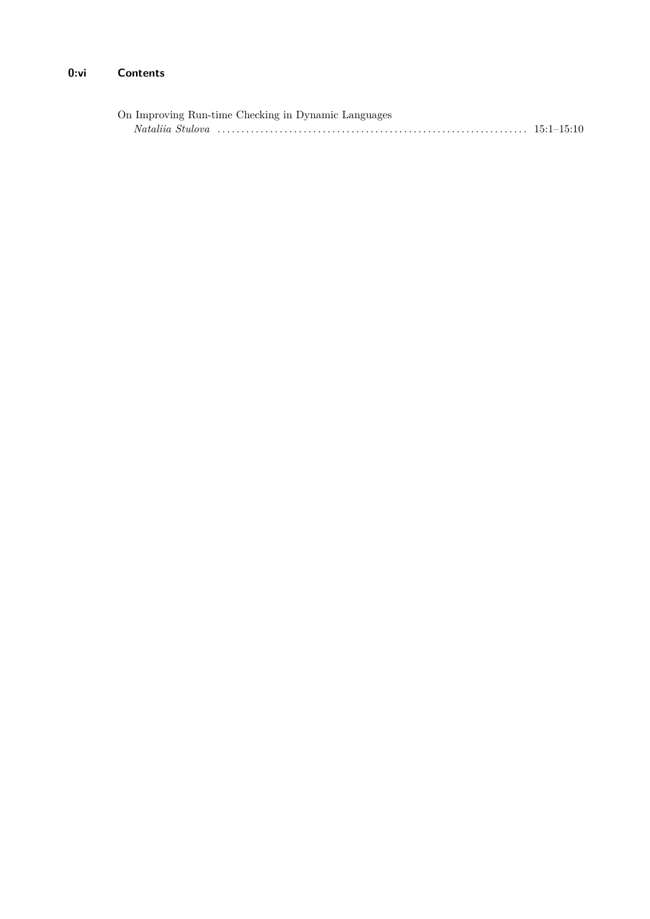On Improving Run-time Checking in Dynamic Languages
*Nataliia Stulova* ................................................................ 15:1–15:10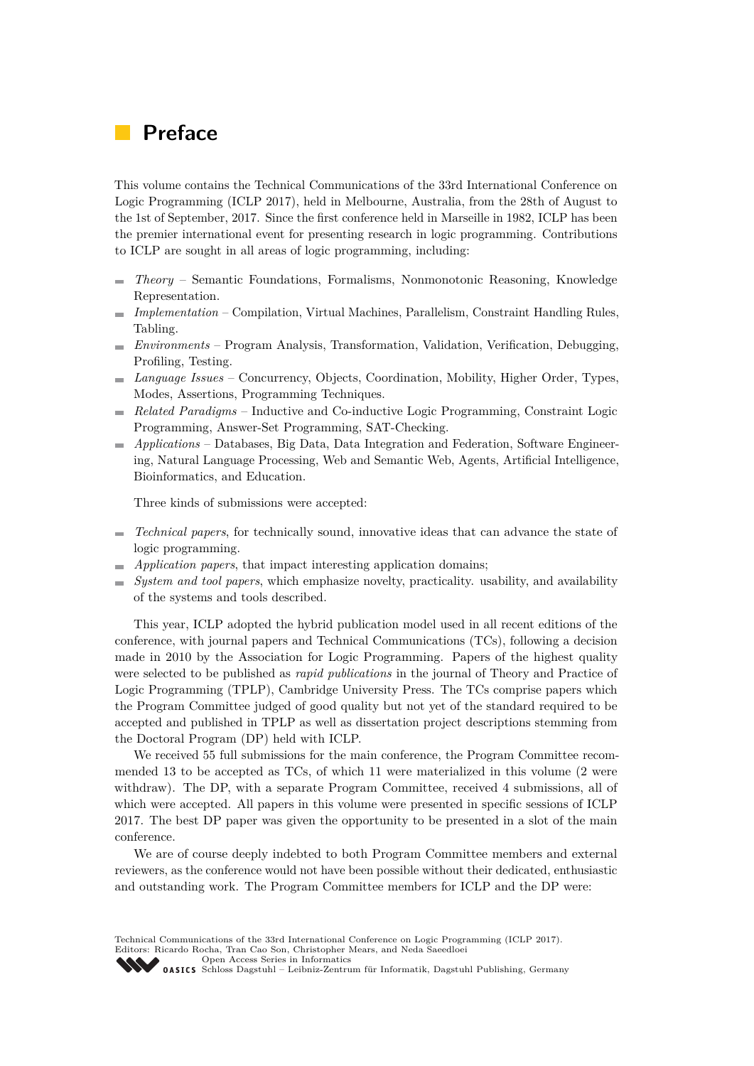# Preface

This volume contains the Technical Communications of the 33rd International Conference on Logic Programming (ICLP 2017), held in Melbourne, Australia, from the 28th of August to the 1st of September, 2017. Since the first conference held in Marseille in 1982, ICLP has been the premier international event for presenting research in logic programming. Contributions to ICLP are sought in all areas of logic programming, including:

- *Theory* – Semantic Foundations, Formalisms, Nonmonotonic Reasoning, Knowledge Representation.
- *Implementation* – Compilation, Virtual Machines, Parallelism, Constraint Handling Rules, Tabling.
- *Environments* – Program Analysis, Transformation, Validation, Verification, Debugging, Profiling, Testing.
- *Language Issues* – Concurrency, Objects, Coordination, Mobility, Higher Order, Types, Modes, Assertions, Programming Techniques.
- *Related Paradigms* – Inductive and Co-inductive Logic Programming, Constraint Logic Programming, Answer-Set Programming, SAT-Checking.
- *Applications* – Databases, Big Data, Data Integration and Federation, Software Engineering, Natural Language Processing, Web and Semantic Web, Agents, Artificial Intelligence, Bioinformatics, and Education.

Three kinds of submissions were accepted:

- *Technical papers*, for technically sound, innovative ideas that can advance the state of logic programming.
- *Application papers*, that impact interesting application domains;
- *System and tool papers*, which emphasize novelty, practicality. usability, and availability of the systems and tools described.

This year, ICLP adopted the hybrid publication model used in all recent editions of the conference, with journal papers and Technical Communications (TCs), following a decision made in 2010 by the Association for Logic Programming. Papers of the highest quality were selected to be published as *rapid publications* in the journal of Theory and Practice of Logic Programming (TPLP), Cambridge University Press. The TCs comprise papers which the Program Committee judged of good quality but not yet of the standard required to be accepted and published in TPLP as well as dissertation project descriptions stemming from the Doctoral Program (DP) held with ICLP.

We received 55 full submissions for the main conference, the Program Committee recommended 13 to be accepted as TCs, of which 11 were materialized in this volume (2 were withdraw). The DP, with a separate Program Committee, received 4 submissions, all of which were accepted. All papers in this volume were presented in specific sessions of ICLP 2017. The best DP paper was given the opportunity to be presented in a slot of the main conference.

We are of course deeply indebted to both Program Committee members and external reviewers, as the conference would not have been possible without their dedicated, enthusiastic and outstanding work. The Program Committee members for ICLP and the DP were: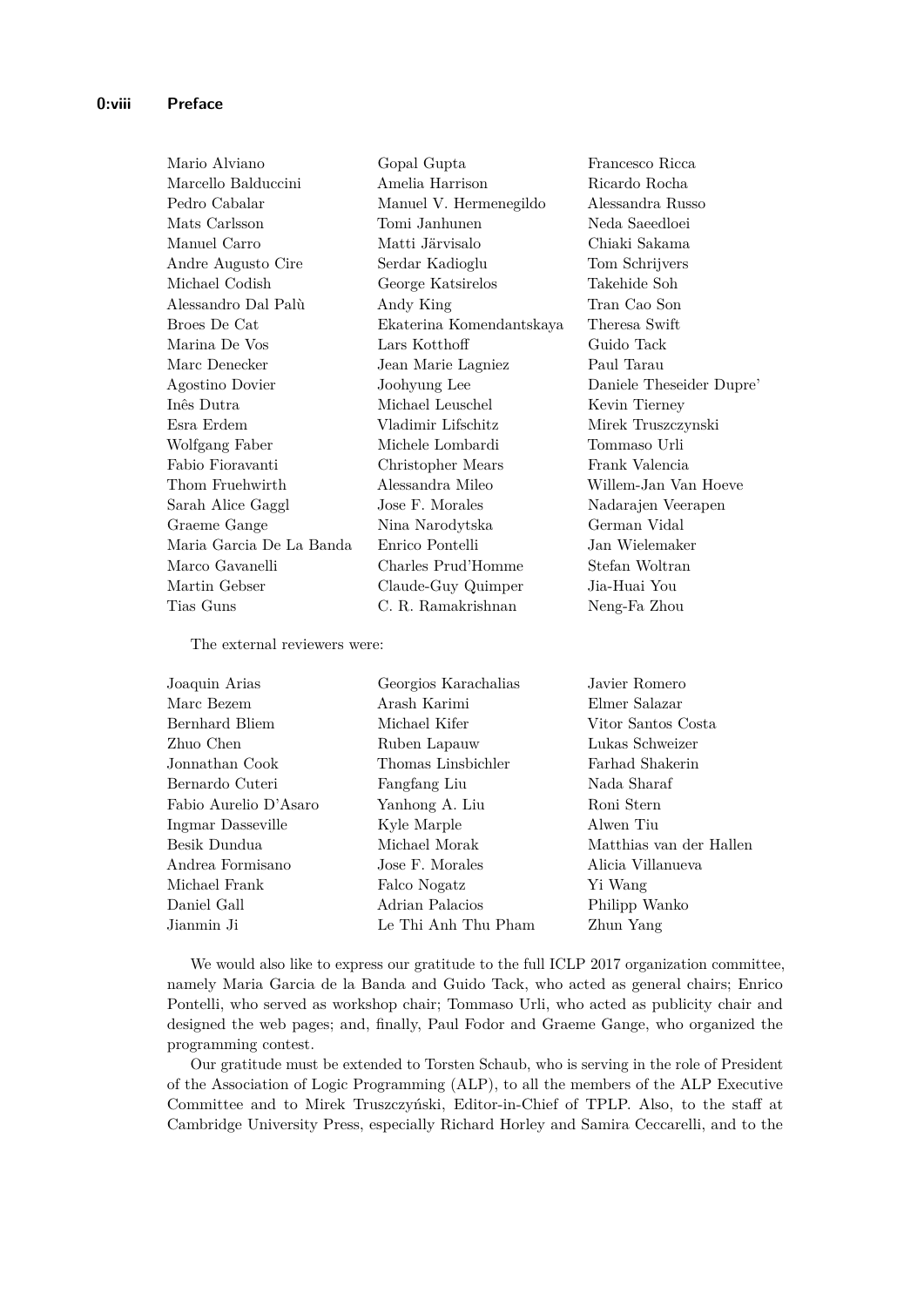Mario Alviano
Marcello Balduccini
Pedro Cabalar
Mats Carlsson
Manuel Carro
Andre Augusto Cire
Michael Codish
Alessandro Dal Palù
Broes De Cat
Marina De Vos
Marc Denecker
Agostino Dovier
Inês Dutra
Esra Erdem
Wolfgang Faber
Fabio Fioravanti
Thom Fruehwirth
Sarah Alice Gaggl
Graeme Gange
Maria Garcia De La Banda
Marco Gavanelli
Martin Gebser
Tias Guns
Gopal Gupta
Amelia Harrison
Manuel V. Hermenegildo
Tomi Janhunen
Matti Järvisalo
Serdar Kadioglu
George Katsirelos
Andy King
Ekaterina Komendantskaya
Lars Kotthoff
Jean Marie Lagniez
Joohyung Lee
Michael Leuschel
Vladimir Lifschitz
Michele Lombardi
Christopher Mears
Alessandra Mileo
Jose F. Morales
Nina Narodytska
Enrico Pontelli
Charles Prud'Homme
Claude-Guy Quimper
C. R. Ramakrishnan
Francesco Ricca
Ricardo Rocha
Alessandra Russo
Neda Saeedloei
Chiaki Sakama
Tom Schrijvers
Takehide Soh
Tran Cao Son
Theresa Swift
Guido Tack
Paul Tarau
Daniele Theseider Dupre'
Kevin Tierney
Mirek Truszczynski
Tommaso Urli
Frank Valencia
Willem-Jan Van Hoeve
Nadarajen Veerapen
German Vidal
Jan Wielemaker
Stefan Woltran
Jia-Huai You
Neng-Fa Zhou

The external reviewers were:

Joaquin Arias
Marc Bezem
Bernhard Bliem
Zhuo Chen
Jonnathan Cook
Bernardo Cuteri
Fabio Aurelio D'Asaro
Ingmar Dasseville
Besik Dundua
Andrea Formisano
Michael Frank
Daniel Gall
Jianmin Ji
Georgios Karachalias
Arash Karimi
Michael Kifer
Ruben Lapauw
Thomas Linsbichler
Fangfang Liu
Yanhong A. Liu
Kyle Marple
Michael Morak
Jose F. Morales
Falco Nogatz
Adrian Palacios
Le Thi Anh Thu Pham
Javier Romero
Elmer Salazar
Vitor Santos Costa
Lukas Schweizer
Farhad Shakerin
Nada Sharaf
Roni Stern
Alwen Tiu
Matthias van der Hallen
Alicia Villanueva
Yi Wang
Philipp Wanko
Zhun Yang

We would also like to express our gratitude to the full ICLP 2017 organization committee, namely Maria Garcia de la Banda and Guido Tack, who acted as general chairs; Enrico Pontelli, who served as workshop chair; Tommaso Urli, who acted as publicity chair and designed the web pages; and, finally, Paul Fodor and Graeme Gange, who organized the programming contest.

Our gratitude must be extended to Torsten Schaub, who is serving in the role of President of the Association of Logic Programming (ALP), to all the members of the ALP Executive Committee and to Mirek Truszczyński, Editor-in-Chief of TPLP. Also, to the staff at Cambridge University Press, especially Richard Horley and Samira Ceccarelli, and to the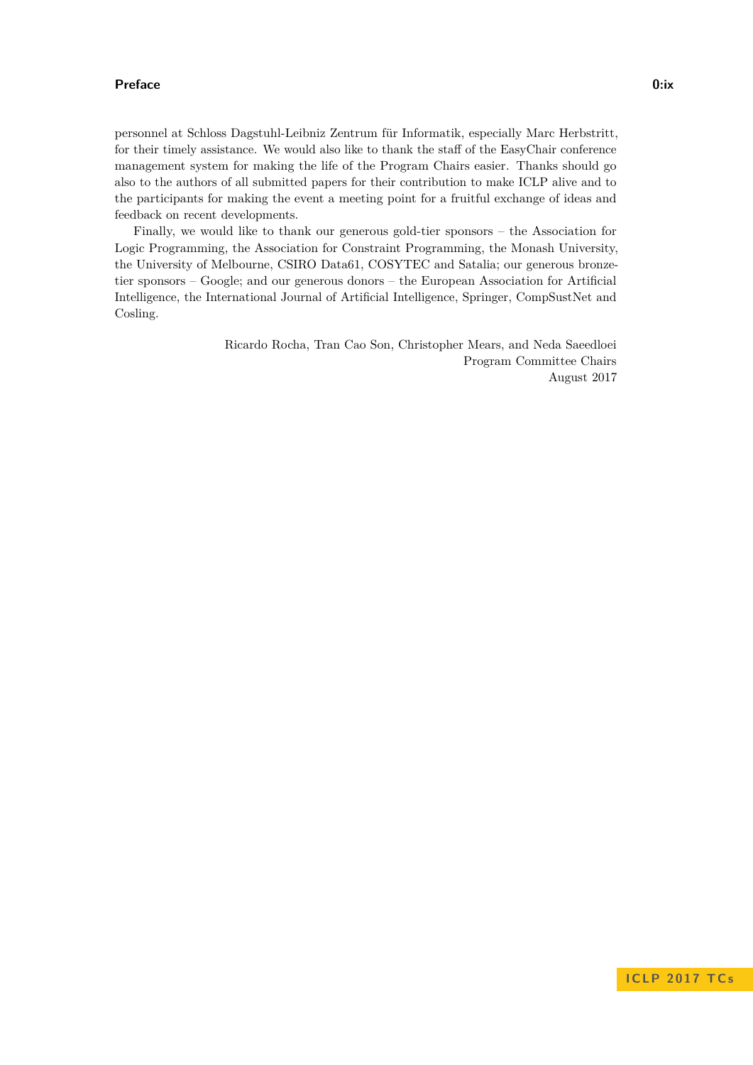personnel at Schloss Dagstuhl-Leibniz Zentrum für Informatik, especially Marc Herbstritt, for their timely assistance. We would also like to thank the staff of the EasyChair conference management system for making the life of the Program Chairs easier. Thanks should go also to the authors of all submitted papers for their contribution to make ICLP alive and to the participants for making the event a meeting point for a fruitful exchange of ideas and feedback on recent developments.

Finally, we would like to thank our generous gold-tier sponsors – the Association for Logic Programming, the Association for Constraint Programming, the Monash University, the University of Melbourne, CSIRO Data61, COSYTEC and Satalia; our generous bronze-tier sponsors – Google; and our generous donors – the European Association for Artificial Intelligence, the International Journal of Artificial Intelligence, Springer, CompSustNet and Cosling.

Ricardo Rocha, Tran Cao Son, Christopher Mears, and Neda Saeedloei
Program Committee Chairs
August 2017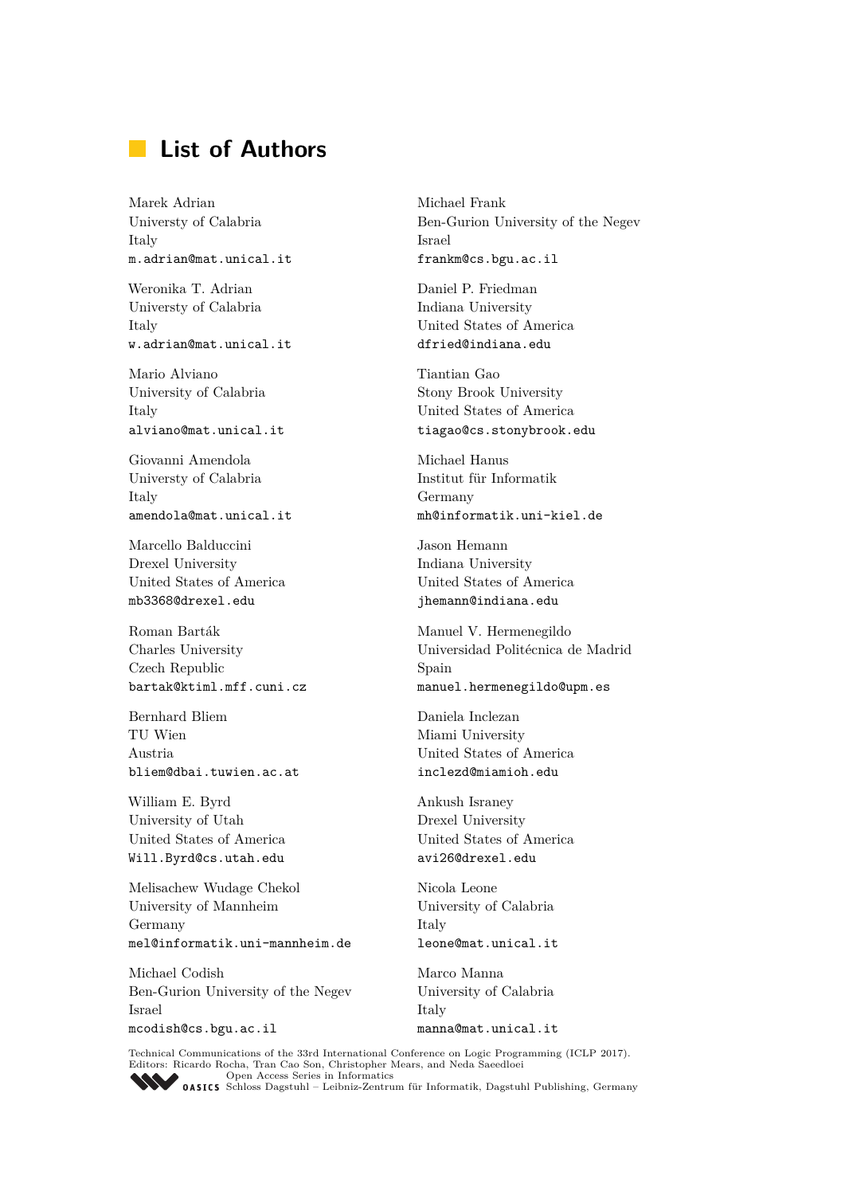# List of Authors

Marek Adrian
Universty of Calabria
Italy
m.adrian@mat.unical.it

Weronika T. Adrian
Universty of Calabria
Italy
w.adrian@mat.unical.it

Mario Alviano
University of Calabria
Italy
alviano@mat.unical.it

Giovanni Amendola
Universty of Calabria
Italy
amendola@mat.unical.it

Marcello Balduccini
Drexel University
United States of America
mb3368@drexel.edu

Roman Barták
Charles University
Czech Republic
bartak@ktiml.mff.cuni.cz

Bernhard Bliem
TU Wien
Austria
bliem@dbai.tuwien.ac.at

William E. Byrd
University of Utah
United States of America
Will.Byrd@cs.utah.edu

Melisachew Wudage Chekol
University of Mannheim
Germany
mel@informatik.uni-mannheim.de

Michael Codish
Ben-Gurion University of the Negev
Israel
mcodish@cs.bgu.ac.il

Michael Frank
Ben-Gurion University of the Negev
Israel
frankm@cs.bgu.ac.il

Daniel P. Friedman
Indiana University
United States of America
dfried@indiana.edu

Tiantian Gao
Stony Brook University
United States of America
tiagao@cs.stonybrook.edu

Michael Hanus
Institut für Informatik
Germany
mh@informatik.uni-kiel.de

Jason Hemann
Indiana University
United States of America
jhemann@indiana.edu

Manuel V. Hermenegildo
Universidad Politécnica de Madrid
Spain
manuel.hermenegildo@upm.es

Daniela Inclezan
Miami University
United States of America
inclezd@miamioh.edu

Ankush Israney
Drexel University
United States of America
avi26@drexel.edu

Nicola Leone
University of Calabria
Italy
leone@mat.unical.it

Marco Manna
University of Calabria
Italy
manna@mat.unical.it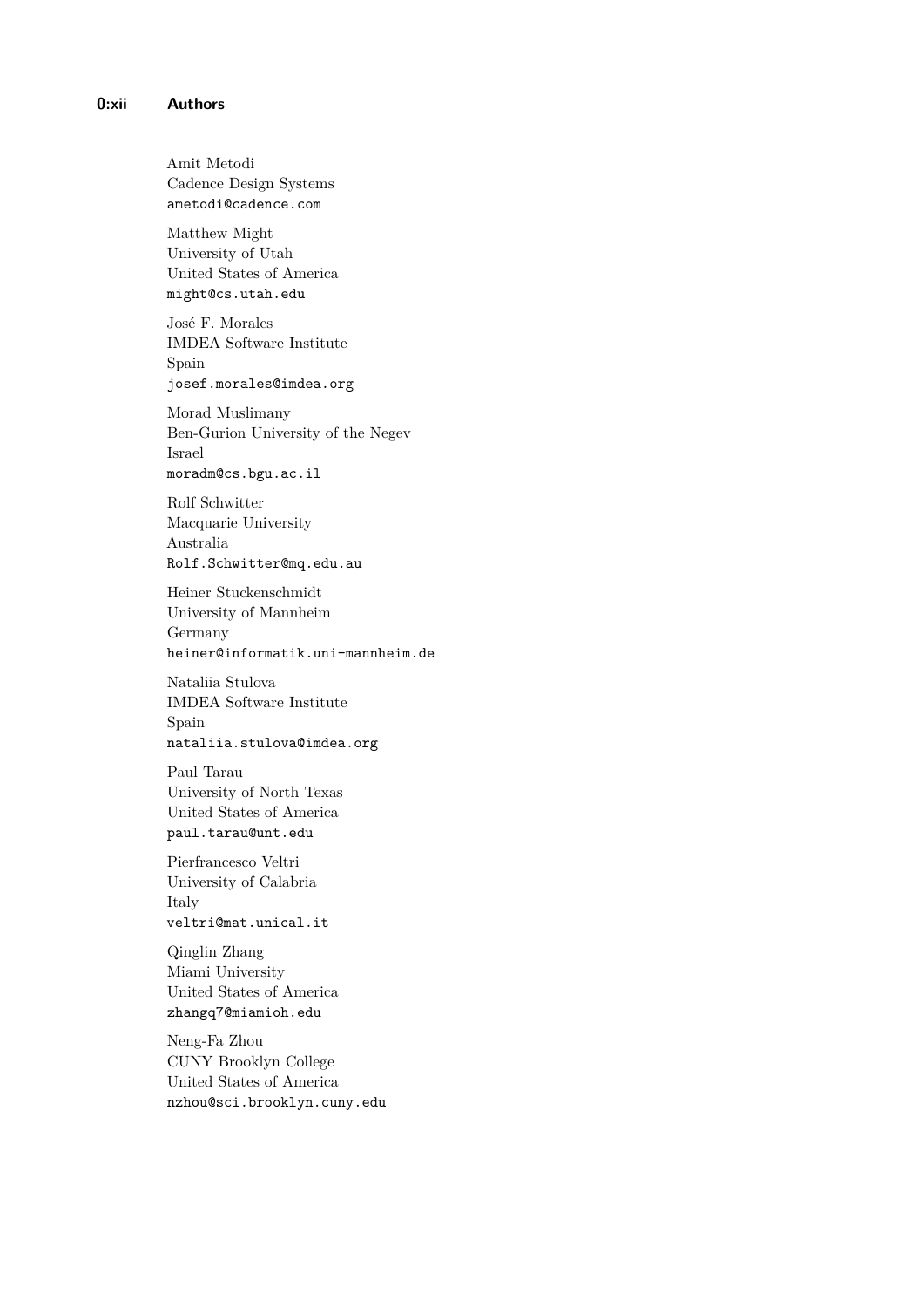Amit Metodi
Cadence Design Systems
ametodi@cadence.com

Matthew Might
University of Utah
United States of America
might@cs.utah.edu

José F. Morales
IMDEA Software Institute
Spain
josef.morales@imdea.org

Morad Muslimany
Ben-Gurion University of the Negev
Israel
moradm@cs.bgu.ac.il

Rolf Schwitter
Macquarie University
Australia
Rolf.Schwitter@mq.edu.au

Heiner Stuckenschmidt
University of Mannheim
Germany
heiner@informatik.uni-mannheim.de

Nataliia Stulova
IMDEA Software Institute
Spain
nataliia.stulova@imdea.org

Paul Tarau
University of North Texas
United States of America
paul.tarau@unt.edu

Pierfrancesco Veltri
University of Calabria
Italy
veltri@mat.unical.it

Qinglin Zhang
Miami University
United States of America
zhangq7@miamioh.edu

Neng-Fa Zhou
CUNY Brooklyn College
United States of America
nzhou@sci.brooklyn.cuny.edu